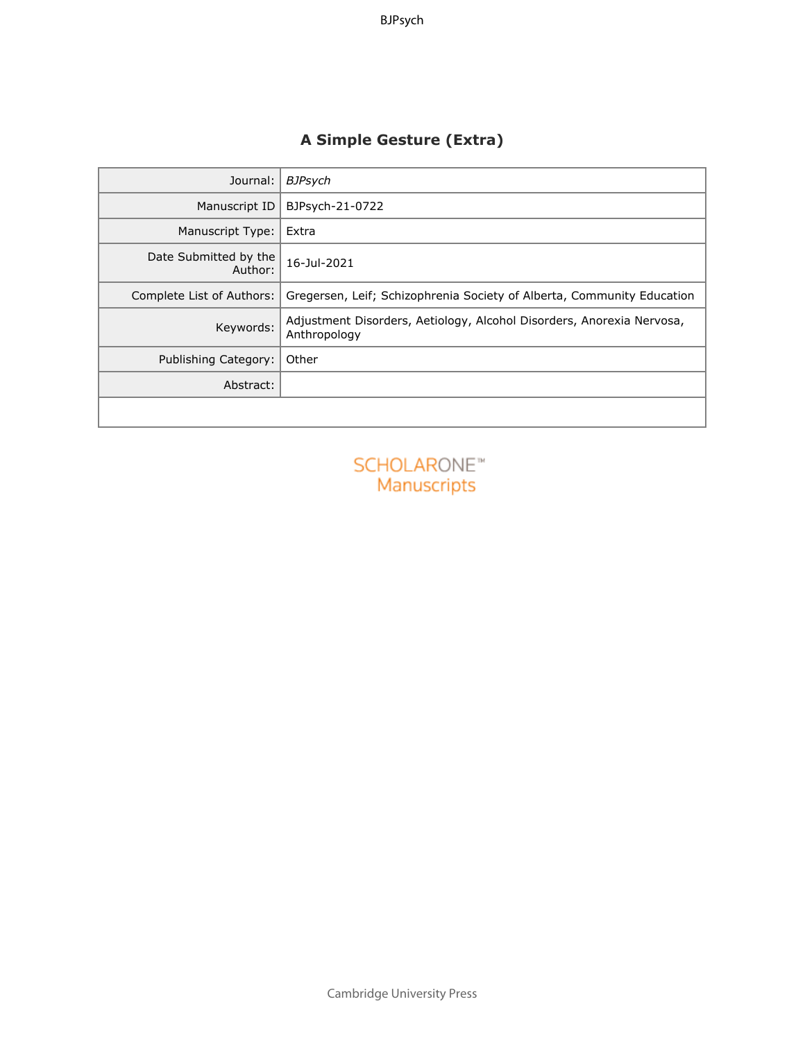# A Simple Gesture (Extra)

| | |
|---|---|
| Journal: | *BJPsych* |
| Manuscript ID | BJPsych-21-0722 |
| Manuscript Type: | Extra |
| Date Submitted by the Author: | 16-Jul-2021 |
| Complete List of Authors: | Gregersen, Leif; Schizophrenia Society of Alberta, Community Education |
| Keywords: | Adjustment Disorders, Aetiology, Alcohol Disorders, Anorexia Nervosa, Anthropology |
| Publishing Category: | Other |
| Abstract: | |

SCHOLARONE™ Manuscripts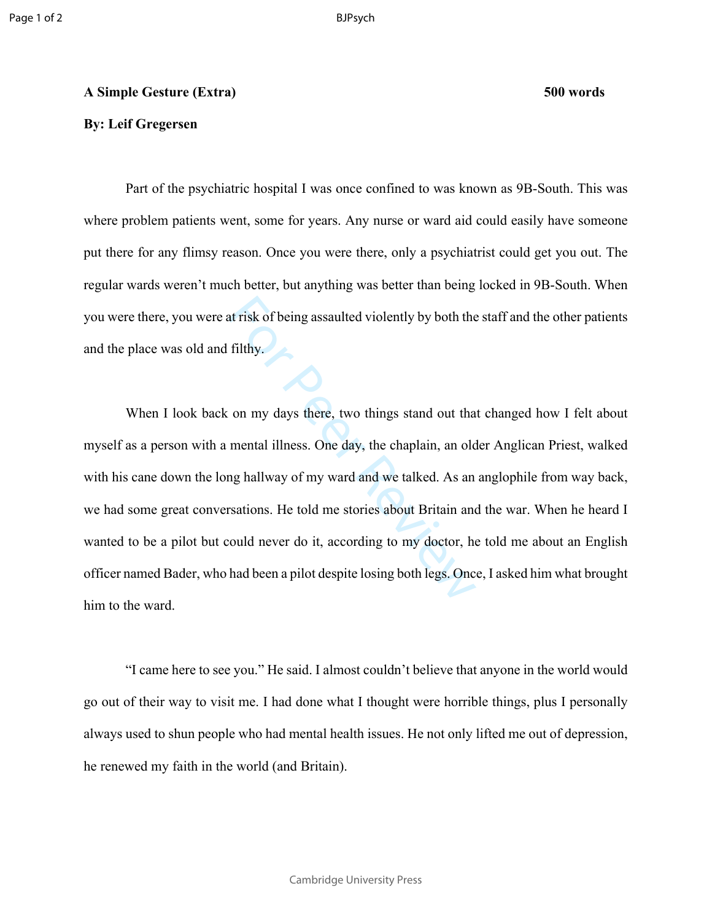**A Simple Gesture (Extra)** **500 words**

**By: Leif Gregersen**

Part of the psychiatric hospital I was once confined to was known as 9B-South. This was where problem patients went, some for years. Any nurse or ward aid could easily have someone put there for any flimsy reason. Once you were there, only a psychiatrist could get you out. The regular wards weren't much better, but anything was better than being locked in 9B-South. When you were there, you were at risk of being assaulted violently by both the staff and the other patients and the place was old and filthy.

When I look back on my days there, two things stand out that changed how I felt about myself as a person with a mental illness. One day, the chaplain, an older Anglican Priest, walked with his cane down the long hallway of my ward and we talked. As an anglophile from way back, we had some great conversations. He told me stories about Britain and the war. When he heard I wanted to be a pilot but could never do it, according to my doctor, he told me about an English officer named Bader, who had been a pilot despite losing both legs. Once, I asked him what brought him to the ward.

"I came here to see you." He said. I almost couldn't believe that anyone in the world would go out of their way to visit me. I had done what I thought were horrible things, plus I personally always used to shun people who had mental health issues. He not only lifted me out of depression, he renewed my faith in the world (and Britain).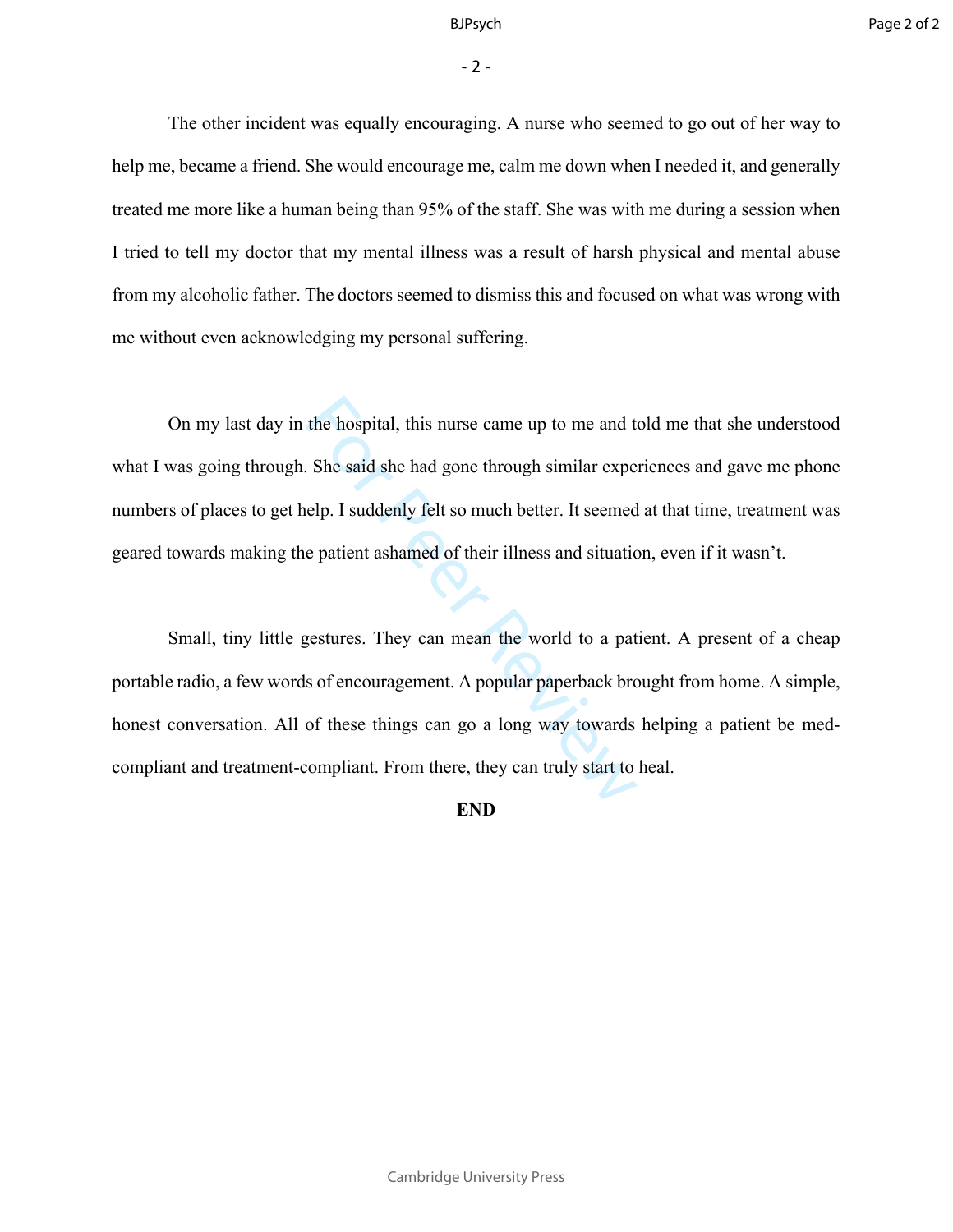The other incident was equally encouraging. A nurse who seemed to go out of her way to help me, became a friend. She would encourage me, calm me down when I needed it, and generally treated me more like a human being than 95% of the staff. She was with me during a session when I tried to tell my doctor that my mental illness was a result of harsh physical and mental abuse from my alcoholic father. The doctors seemed to dismiss this and focused on what was wrong with me without even acknowledging my personal suffering.

On my last day in the hospital, this nurse came up to me and told me that she understood what I was going through. She said she had gone through similar experiences and gave me phone numbers of places to get help. I suddenly felt so much better. It seemed at that time, treatment was geared towards making the patient ashamed of their illness and situation, even if it wasn't.

Small, tiny little gestures. They can mean the world to a patient. A present of a cheap portable radio, a few words of encouragement. A popular paperback brought from home. A simple, honest conversation. All of these things can go a long way towards helping a patient be med-compliant and treatment-compliant. From there, they can truly start to heal.

**END**